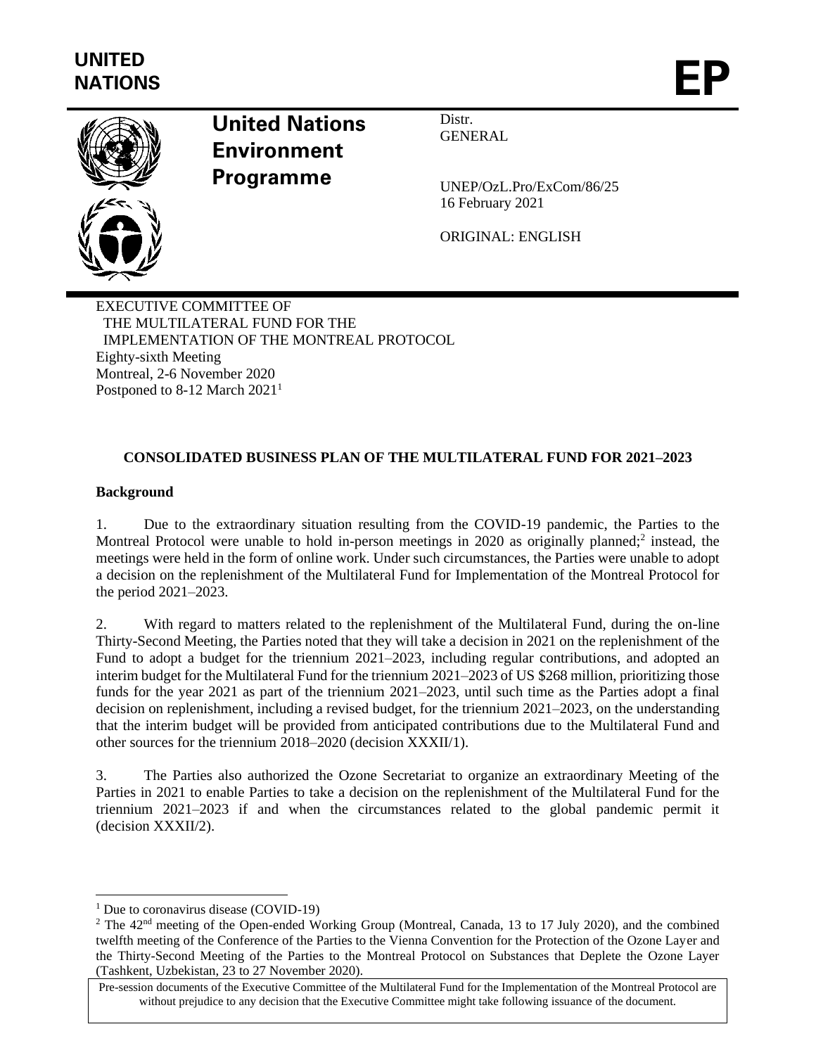UNITED NATIONS

EP

**United Nations Environment Programme**

Distr.
GENERAL

UNEP/OzL.Pro/ExCom/86/25
16 February 2021

ORIGINAL: ENGLISH

EXECUTIVE COMMITTEE OF
THE MULTILATERAL FUND FOR THE
IMPLEMENTATION OF THE MONTREAL PROTOCOL
Eighty-sixth Meeting
Montreal, 2-6 November 2020
Postponed to 8-12 March 2021[1]

**CONSOLIDATED BUSINESS PLAN OF THE MULTILATERAL FUND FOR 2021–2023**

**Background**

1. Due to the extraordinary situation resulting from the COVID-19 pandemic, the Parties to the Montreal Protocol were unable to hold in-person meetings in 2020 as originally planned;[2] instead, the meetings were held in the form of online work. Under such circumstances, the Parties were unable to adopt a decision on the replenishment of the Multilateral Fund for Implementation of the Montreal Protocol for the period 2021–2023.

2. With regard to matters related to the replenishment of the Multilateral Fund, during the on-line Thirty-Second Meeting, the Parties noted that they will take a decision in 2021 on the replenishment of the Fund to adopt a budget for the triennium 2021–2023, including regular contributions, and adopted an interim budget for the Multilateral Fund for the triennium 2021–2023 of US $268 million, prioritizing those funds for the year 2021 as part of the triennium 2021–2023, until such time as the Parties adopt a final decision on replenishment, including a revised budget, for the triennium 2021–2023, on the understanding that the interim budget will be provided from anticipated contributions due to the Multilateral Fund and other sources for the triennium 2018–2020 (decision XXXII/1).

3. The Parties also authorized the Ozone Secretariat to organize an extraordinary Meeting of the Parties in 2021 to enable Parties to take a decision on the replenishment of the Multilateral Fund for the triennium 2021–2023 if and when the circumstances related to the global pandemic permit it (decision XXXII/2).

[1] Due to coronavirus disease (COVID-19)

[2] The 42nd meeting of the Open-ended Working Group (Montreal, Canada, 13 to 17 July 2020), and the combined twelfth meeting of the Conference of the Parties to the Vienna Convention for the Protection of the Ozone Layer and the Thirty-Second Meeting of the Parties to the Montreal Protocol on Substances that Deplete the Ozone Layer (Tashkent, Uzbekistan, 23 to 27 November 2020).

Pre-session documents of the Executive Committee of the Multilateral Fund for the Implementation of the Montreal Protocol are without prejudice to any decision that the Executive Committee might take following issuance of the document.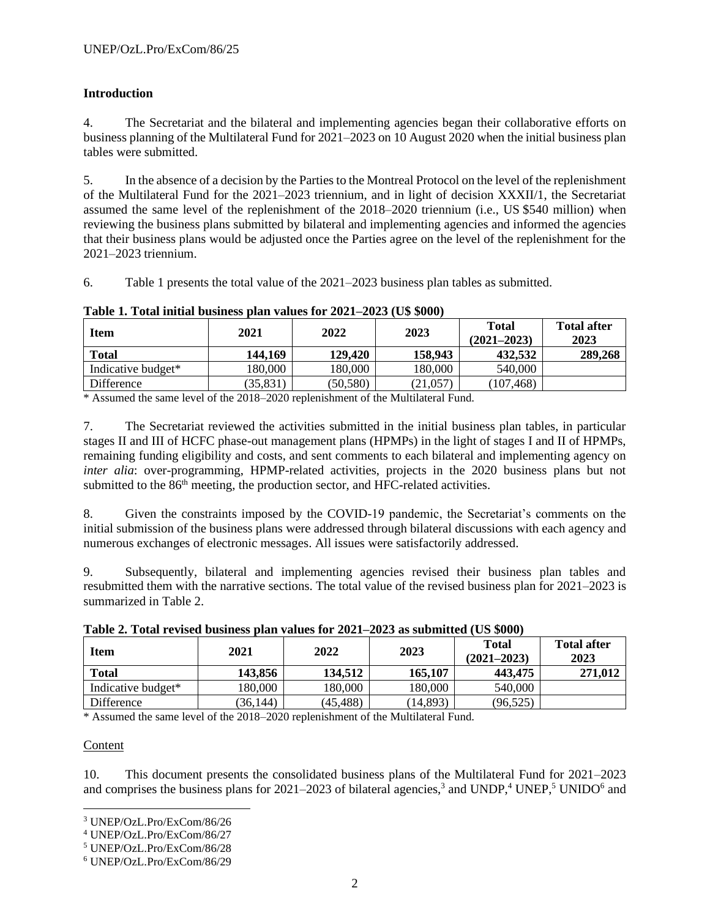## Introduction

4. The Secretariat and the bilateral and implementing agencies began their collaborative efforts on business planning of the Multilateral Fund for 2021–2023 on 10 August 2020 when the initial business plan tables were submitted.

5. In the absence of a decision by the Parties to the Montreal Protocol on the level of the replenishment of the Multilateral Fund for the 2021–2023 triennium, and in light of decision XXXII/1, the Secretariat assumed the same level of the replenishment of the 2018–2020 triennium (i.e., US $540 million) when reviewing the business plans submitted by bilateral and implementing agencies and informed the agencies that their business plans would be adjusted once the Parties agree on the level of the replenishment for the 2021–2023 triennium.

6. Table 1 presents the total value of the 2021–2023 business plan tables as submitted.

**Table 1. Total initial business plan values for 2021–2023 (US $000)**

| Item | 2021 | 2022 | 2023 | Total (2021–2023) | Total after 2023 |
|---|---|---|---|---|---|
| **Total** | **144,169** | **129,420** | **158,943** | **432,532** | **289,268** |
| Indicative budget* | 180,000 | 180,000 | 180,000 | 540,000 | |
| Difference | (35,831) | (50,580) | (21,057) | (107,468) | |

* Assumed the same level of the 2018–2020 replenishment of the Multilateral Fund.

7. The Secretariat reviewed the activities submitted in the initial business plan tables, in particular stages II and III of HCFC phase-out management plans (HPMPs) in the light of stages I and II of HPMPs, remaining funding eligibility and costs, and sent comments to each bilateral and implementing agency on *inter alia*: over-programming, HPMP-related activities, projects in the 2020 business plans but not submitted to the 86th meeting, the production sector, and HFC-related activities.

8. Given the constraints imposed by the COVID-19 pandemic, the Secretariat's comments on the initial submission of the business plans were addressed through bilateral discussions with each agency and numerous exchanges of electronic messages. All issues were satisfactorily addressed.

9. Subsequently, bilateral and implementing agencies revised their business plan tables and resubmitted them with the narrative sections. The total value of the revised business plan for 2021–2023 is summarized in Table 2.

**Table 2. Total revised business plan values for 2021–2023 as submitted (US $000)**

| Item | 2021 | 2022 | 2023 | Total (2021–2023) | Total after 2023 |
|---|---|---|---|---|---|
| **Total** | **143,856** | **134,512** | **165,107** | **443,475** | **271,012** |
| Indicative budget* | 180,000 | 180,000 | 180,000 | 540,000 | |
| Difference | (36,144) | (45,488) | (14,893) | (96,525) | |

* Assumed the same level of the 2018–2020 replenishment of the Multilateral Fund.

Content

10. This document presents the consolidated business plans of the Multilateral Fund for 2021–2023 and comprises the business plans for 2021–2023 of bilateral agencies,[3] and UNDP,[4] UNEP,[5] UNIDO[6] and

[3] UNEP/OzL.Pro/ExCom/86/26

[4] UNEP/OzL.Pro/ExCom/86/27

[5] UNEP/OzL.Pro/ExCom/86/28

[6] UNEP/OzL.Pro/ExCom/86/29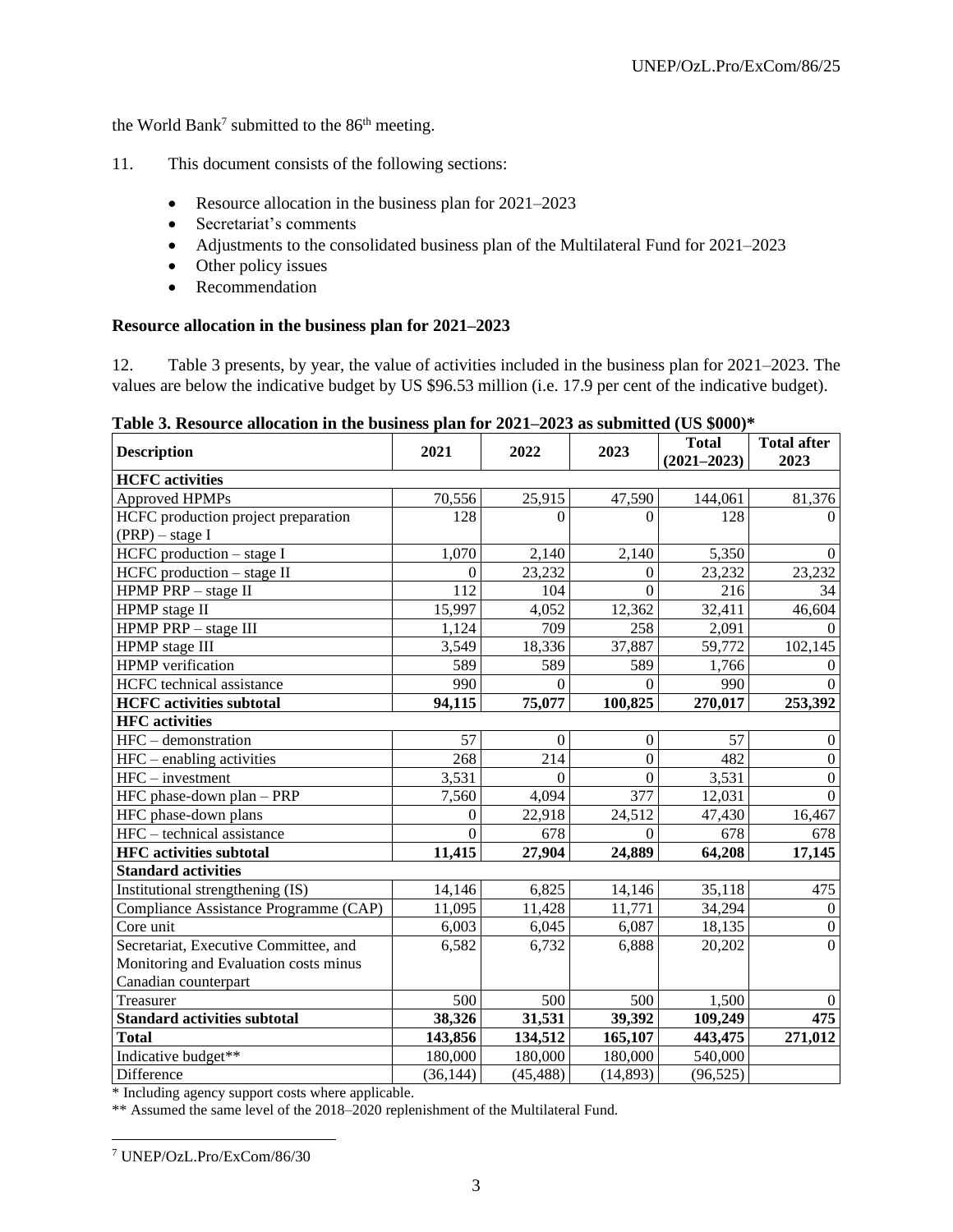the World Bank[7] submitted to the 86th meeting.

11. This document consists of the following sections:

- Resource allocation in the business plan for 2021–2023
- Secretariat's comments
- Adjustments to the consolidated business plan of the Multilateral Fund for 2021–2023
- Other policy issues
- Recommendation

**Resource allocation in the business plan for 2021–2023**

12. Table 3 presents, by year, the value of activities included in the business plan for 2021–2023. The values are below the indicative budget by US $96.53 million (i.e. 17.9 per cent of the indicative budget).

**Table 3. Resource allocation in the business plan for 2021–2023 as submitted (US $000)***

| Description | 2021 | 2022 | 2023 | Total (2021–2023) | Total after 2023 |
|---|---|---|---|---|---|
| **HCFC activities** | | | | | |
| Approved HPMPs | 70,556 | 25,915 | 47,590 | 144,061 | 81,376 |
| HCFC production project preparation (PRP) – stage I | 128 | 0 | 0 | 128 | 0 |
| HCFC production – stage I | 1,070 | 2,140 | 2,140 | 5,350 | 0 |
| HCFC production – stage II | 0 | 23,232 | 0 | 23,232 | 23,232 |
| HPMP PRP – stage II | 112 | 104 | 0 | 216 | 34 |
| HPMP stage II | 15,997 | 4,052 | 12,362 | 32,411 | 46,604 |
| HPMP PRP – stage III | 1,124 | 709 | 258 | 2,091 | 0 |
| HPMP stage III | 3,549 | 18,336 | 37,887 | 59,772 | 102,145 |
| HPMP verification | 589 | 589 | 589 | 1,766 | 0 |
| HCFC technical assistance | 990 | 0 | 0 | 990 | 0 |
| **HCFC activities subtotal** | **94,115** | **75,077** | **100,825** | **270,017** | **253,392** |
| **HFC activities** | | | | | |
| HFC – demonstration | 57 | 0 | 0 | 57 | 0 |
| HFC – enabling activities | 268 | 214 | 0 | 482 | 0 |
| HFC – investment | 3,531 | 0 | 0 | 3,531 | 0 |
| HFC phase-down plan – PRP | 7,560 | 4,094 | 377 | 12,031 | 0 |
| HFC phase-down plans | 0 | 22,918 | 24,512 | 47,430 | 16,467 |
| HFC – technical assistance | 0 | 678 | 0 | 678 | 678 |
| **HFC activities subtotal** | **11,415** | **27,904** | **24,889** | **64,208** | **17,145** |
| **Standard activities** | | | | | |
| Institutional strengthening (IS) | 14,146 | 6,825 | 14,146 | 35,118 | 475 |
| Compliance Assistance Programme (CAP) | 11,095 | 11,428 | 11,771 | 34,294 | 0 |
| Core unit | 6,003 | 6,045 | 6,087 | 18,135 | 0 |
| Secretariat, Executive Committee, and Monitoring and Evaluation costs minus Canadian counterpart | 6,582 | 6,732 | 6,888 | 20,202 | 0 |
| Treasurer | 500 | 500 | 500 | 1,500 | 0 |
| **Standard activities subtotal** | **38,326** | **31,531** | **39,392** | **109,249** | **475** |
| **Total** | **143,856** | **134,512** | **165,107** | **443,475** | **271,012** |
| Indicative budget** | 180,000 | 180,000 | 180,000 | 540,000 | |
| Difference | (36,144) | (45,488) | (14,893) | (96,525) | |

\* Including agency support costs where applicable.

** Assumed the same level of the 2018–2020 replenishment of the Multilateral Fund.

[7] UNEP/OzL.Pro/ExCom/86/30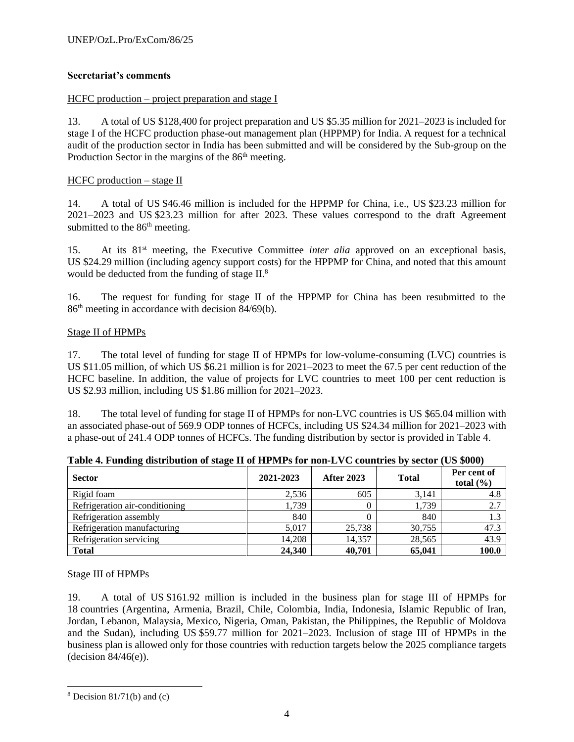**Secretariat's comments**

HCFC production – project preparation and stage I

13. A total of US $128,400 for project preparation and US $5.35 million for 2021–2023 is included for stage I of the HCFC production phase-out management plan (HPPMP) for India. A request for a technical audit of the production sector in India has been submitted and will be considered by the Sub-group on the Production Sector in the margins of the 86th meeting.

HCFC production – stage II

14. A total of US $46.46 million is included for the HPPMP for China, i.e., US $23.23 million for 2021–2023 and US $23.23 million for after 2023. These values correspond to the draft Agreement submitted to the 86th meeting.

15. At its 81st meeting, the Executive Committee *inter alia* approved on an exceptional basis, US $24.29 million (including agency support costs) for the HPPMP for China, and noted that this amount would be deducted from the funding of stage II.[8]

16. The request for funding for stage II of the HPPMP for China has been resubmitted to the 86th meeting in accordance with decision 84/69(b).

Stage II of HPMPs

17. The total level of funding for stage II of HPMPs for low-volume-consuming (LVC) countries is US $11.05 million, of which US $6.21 million is for 2021–2023 to meet the 67.5 per cent reduction of the HCFC baseline. In addition, the value of projects for LVC countries to meet 100 per cent reduction is US $2.93 million, including US $1.86 million for 2021–2023.

18. The total level of funding for stage II of HPMPs for non-LVC countries is US $65.04 million with an associated phase-out of 569.9 ODP tonnes of HCFCs, including US $24.34 million for 2021–2023 with a phase-out of 241.4 ODP tonnes of HCFCs. The funding distribution by sector is provided in Table 4.

**Table 4. Funding distribution of stage II of HPMPs for non-LVC countries by sector (US $000)**

| Sector | 2021-2023 | After 2023 | Total | Per cent of total (%) |
|---|---|---|---|---|
| Rigid foam | 2,536 | 605 | 3,141 | 4.8 |
| Refrigeration air-conditioning | 1,739 | 0 | 1,739 | 2.7 |
| Refrigeration assembly | 840 | 0 | 840 | 1.3 |
| Refrigeration manufacturing | 5,017 | 25,738 | 30,755 | 47.3 |
| Refrigeration servicing | 14,208 | 14,357 | 28,565 | 43.9 |
| **Total** | **24,340** | **40,701** | **65,041** | **100.0** |

Stage III of HPMPs

19. A total of US $161.92 million is included in the business plan for stage III of HPMPs for 18 countries (Argentina, Armenia, Brazil, Chile, Colombia, India, Indonesia, Islamic Republic of Iran, Jordan, Lebanon, Malaysia, Mexico, Nigeria, Oman, Pakistan, the Philippines, the Republic of Moldova and the Sudan), including US $59.77 million for 2021–2023. Inclusion of stage III of HPMPs in the business plan is allowed only for those countries with reduction targets below the 2025 compliance targets (decision 84/46(e)).

---

[8] Decision 81/71(b) and (c)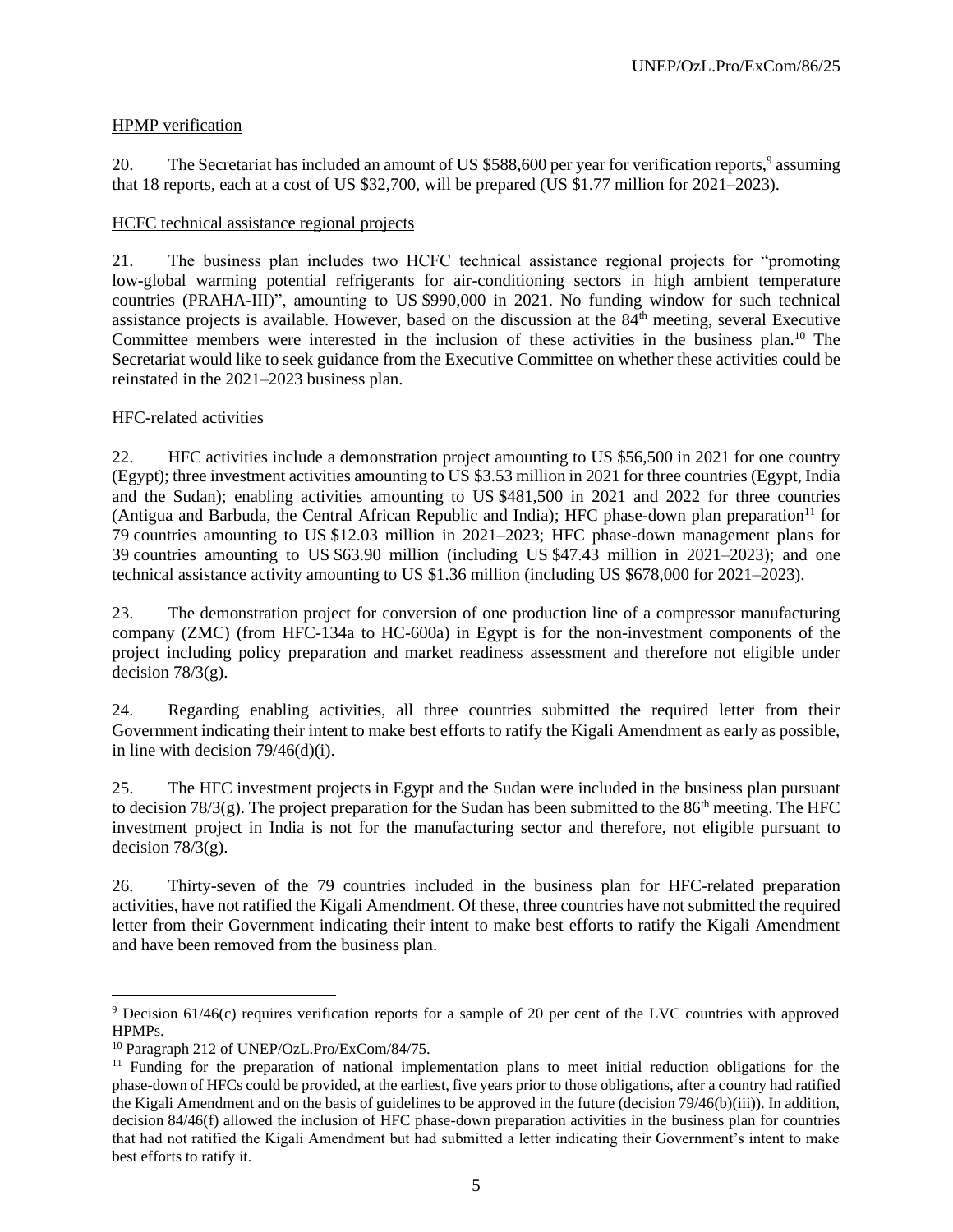HPMP verification

20. The Secretariat has included an amount of US $588,600 per year for verification reports,[9] assuming that 18 reports, each at a cost of US $32,700, will be prepared (US $1.77 million for 2021–2023).

HCFC technical assistance regional projects

21. The business plan includes two HCFC technical assistance regional projects for "promoting low-global warming potential refrigerants for air-conditioning sectors in high ambient temperature countries (PRAHA-III)", amounting to US $990,000 in 2021. No funding window for such technical assistance projects is available. However, based on the discussion at the 84th meeting, several Executive Committee members were interested in the inclusion of these activities in the business plan.[10] The Secretariat would like to seek guidance from the Executive Committee on whether these activities could be reinstated in the 2021–2023 business plan.

HFC-related activities

22. HFC activities include a demonstration project amounting to US $56,500 in 2021 for one country (Egypt); three investment activities amounting to US $3.53 million in 2021 for three countries (Egypt, India and the Sudan); enabling activities amounting to US $481,500 in 2021 and 2022 for three countries (Antigua and Barbuda, the Central African Republic and India); HFC phase-down plan preparation[11] for 79 countries amounting to US $12.03 million in 2021–2023; HFC phase-down management plans for 39 countries amounting to US $63.90 million (including US $47.43 million in 2021–2023); and one technical assistance activity amounting to US $1.36 million (including US $678,000 for 2021–2023).

23. The demonstration project for conversion of one production line of a compressor manufacturing company (ZMC) (from HFC-134a to HC-600a) in Egypt is for the non-investment components of the project including policy preparation and market readiness assessment and therefore not eligible under decision 78/3(g).

24. Regarding enabling activities, all three countries submitted the required letter from their Government indicating their intent to make best efforts to ratify the Kigali Amendment as early as possible, in line with decision 79/46(d)(i).

25. The HFC investment projects in Egypt and the Sudan were included in the business plan pursuant to decision 78/3(g). The project preparation for the Sudan has been submitted to the 86th meeting. The HFC investment project in India is not for the manufacturing sector and therefore, not eligible pursuant to decision 78/3(g).

26. Thirty-seven of the 79 countries included in the business plan for HFC-related preparation activities, have not ratified the Kigali Amendment. Of these, three countries have not submitted the required letter from their Government indicating their intent to make best efforts to ratify the Kigali Amendment and have been removed from the business plan.

---

[9] Decision 61/46(c) requires verification reports for a sample of 20 per cent of the LVC countries with approved HPMPs.

[10] Paragraph 212 of UNEP/OzL.Pro/ExCom/84/75.

[11] Funding for the preparation of national implementation plans to meet initial reduction obligations for the phase-down of HFCs could be provided, at the earliest, five years prior to those obligations, after a country had ratified the Kigali Amendment and on the basis of guidelines to be approved in the future (decision 79/46(b)(iii)). In addition, decision 84/46(f) allowed the inclusion of HFC phase-down preparation activities in the business plan for countries that had not ratified the Kigali Amendment but had submitted a letter indicating their Government's intent to make best efforts to ratify it.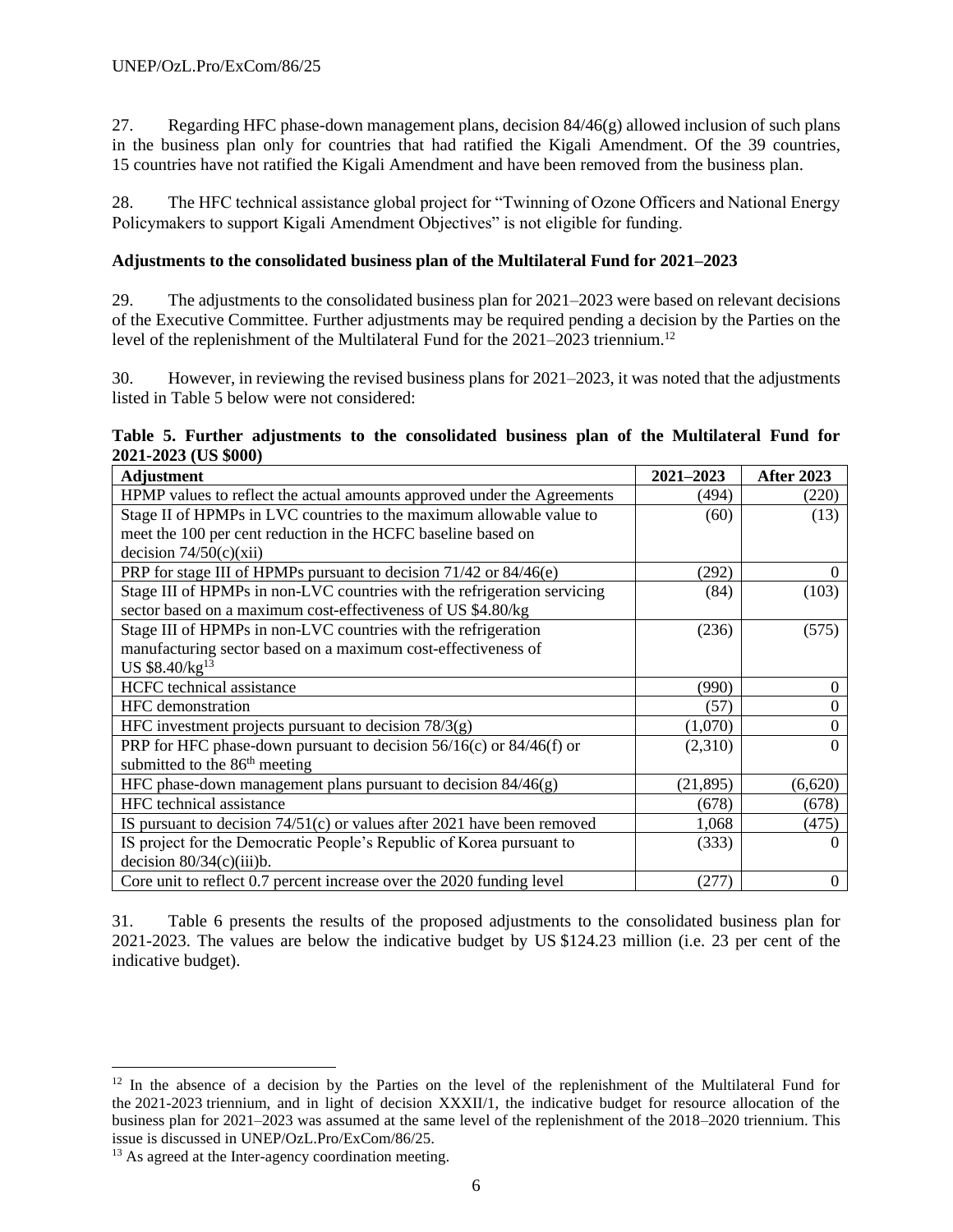27. Regarding HFC phase-down management plans, decision 84/46(g) allowed inclusion of such plans in the business plan only for countries that had ratified the Kigali Amendment. Of the 39 countries, 15 countries have not ratified the Kigali Amendment and have been removed from the business plan.

28. The HFC technical assistance global project for "Twinning of Ozone Officers and National Energy Policymakers to support Kigali Amendment Objectives" is not eligible for funding.

**Adjustments to the consolidated business plan of the Multilateral Fund for 2021–2023**

29. The adjustments to the consolidated business plan for 2021–2023 were based on relevant decisions of the Executive Committee. Further adjustments may be required pending a decision by the Parties on the level of the replenishment of the Multilateral Fund for the 2021–2023 triennium.[12]

30. However, in reviewing the revised business plans for 2021–2023, it was noted that the adjustments listed in Table 5 below were not considered:

**Table 5. Further adjustments to the consolidated business plan of the Multilateral Fund for 2021-2023 (US $000)**

| Adjustment | 2021–2023 | After 2023 |
|---|---|---|
| HPMP values to reflect the actual amounts approved under the Agreements | (494) | (220) |
| Stage II of HPMPs in LVC countries to the maximum allowable value to meet the 100 per cent reduction in the HCFC baseline based on decision 74/50(c)(xii) | (60) | (13) |
| PRP for stage III of HPMPs pursuant to decision 71/42 or 84/46(e) | (292) | 0 |
| Stage III of HPMPs in non-LVC countries with the refrigeration servicing sector based on a maximum cost-effectiveness of US $4.80/kg | (84) | (103) |
| Stage III of HPMPs in non-LVC countries with the refrigeration manufacturing sector based on a maximum cost-effectiveness of US $8.40/kg[13] | (236) | (575) |
| HCFC technical assistance | (990) | 0 |
| HFC demonstration | (57) | 0 |
| HFC investment projects pursuant to decision 78/3(g) | (1,070) | 0 |
| PRP for HFC phase-down pursuant to decision 56/16(c) or 84/46(f) or submitted to the 86th meeting | (2,310) | 0 |
| HFC phase-down management plans pursuant to decision 84/46(g) | (21,895) | (6,620) |
| HFC technical assistance | (678) | (678) |
| IS pursuant to decision 74/51(c) or values after 2021 have been removed | 1,068 | (475) |
| IS project for the Democratic People's Republic of Korea pursuant to decision 80/34(c)(iii)b. | (333) | 0 |
| Core unit to reflect 0.7 percent increase over the 2020 funding level | (277) | 0 |

31. Table 6 presents the results of the proposed adjustments to the consolidated business plan for 2021-2023. The values are below the indicative budget by US $124.23 million (i.e. 23 per cent of the indicative budget).

[12] In the absence of a decision by the Parties on the level of the replenishment of the Multilateral Fund for the 2021-2023 triennium, and in light of decision XXXII/1, the indicative budget for resource allocation of the business plan for 2021–2023 was assumed at the same level of the replenishment of the 2018–2020 triennium. This issue is discussed in UNEP/OzL.Pro/ExCom/86/25.

[13] As agreed at the Inter-agency coordination meeting.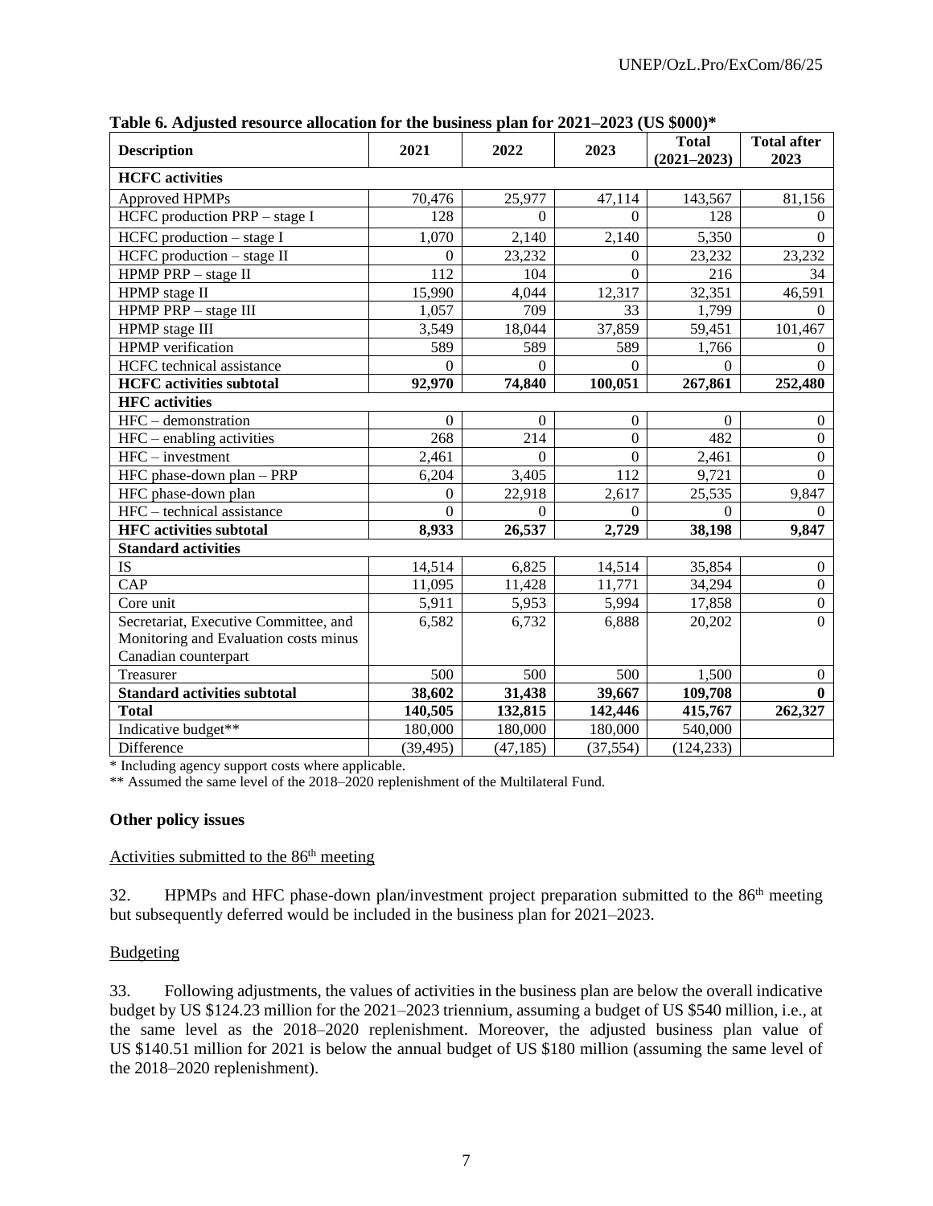**Table 6. Adjusted resource allocation for the business plan for 2021–2023 (US $000)***

| Description | 2021 | 2022 | 2023 | Total (2021–2023) | Total after 2023 |
|---|---|---|---|---|---|
| **HCFC activities** | | | | | |
| Approved HPMPs | 70,476 | 25,977 | 47,114 | 143,567 | 81,156 |
| HCFC production PRP – stage I | 128 | 0 | 0 | 128 | 0 |
| HCFC production – stage I | 1,070 | 2,140 | 2,140 | 5,350 | 0 |
| HCFC production – stage II | 0 | 23,232 | 0 | 23,232 | 23,232 |
| HPMP PRP – stage II | 112 | 104 | 0 | 216 | 34 |
| HPMP stage II | 15,990 | 4,044 | 12,317 | 32,351 | 46,591 |
| HPMP PRP – stage III | 1,057 | 709 | 33 | 1,799 | 0 |
| HPMP stage III | 3,549 | 18,044 | 37,859 | 59,451 | 101,467 |
| HPMP verification | 589 | 589 | 589 | 1,766 | 0 |
| HCFC technical assistance | 0 | 0 | 0 | 0 | 0 |
| **HCFC activities subtotal** | **92,970** | **74,840** | **100,051** | **267,861** | **252,480** |
| **HFC activities** | | | | | |
| HFC – demonstration | 0 | 0 | 0 | 0 | 0 |
| HFC – enabling activities | 268 | 214 | 0 | 482 | 0 |
| HFC – investment | 2,461 | 0 | 0 | 2,461 | 0 |
| HFC phase-down plan – PRP | 6,204 | 3,405 | 112 | 9,721 | 0 |
| HFC phase-down plan | 0 | 22,918 | 2,617 | 25,535 | 9,847 |
| HFC – technical assistance | 0 | 0 | 0 | 0 | 0 |
| **HFC activities subtotal** | **8,933** | **26,537** | **2,729** | **38,198** | **9,847** |
| **Standard activities** | | | | | |
| IS | 14,514 | 6,825 | 14,514 | 35,854 | 0 |
| CAP | 11,095 | 11,428 | 11,771 | 34,294 | 0 |
| Core unit | 5,911 | 5,953 | 5,994 | 17,858 | 0 |
| Secretariat, Executive Committee, and Monitoring and Evaluation costs minus Canadian counterpart | 6,582 | 6,732 | 6,888 | 20,202 | 0 |
| Treasurer | 500 | 500 | 500 | 1,500 | 0 |
| **Standard activities subtotal** | **38,602** | **31,438** | **39,667** | **109,708** | **0** |
| **Total** | **140,505** | **132,815** | **142,446** | **415,767** | **262,327** |
| Indicative budget** | 180,000 | 180,000 | 180,000 | 540,000 | |
| Difference | (39,495) | (47,185) | (37,554) | (124,233) | |

* Including agency support costs where applicable.

** Assumed the same level of the 2018–2020 replenishment of the Multilateral Fund.

**Other policy issues**

Activities submitted to the 86[th] meeting

32. HPMPs and HFC phase-down plan/investment project preparation submitted to the 86[th] meeting but subsequently deferred would be included in the business plan for 2021–2023.

Budgeting

33. Following adjustments, the values of activities in the business plan are below the overall indicative budget by US $124.23 million for the 2021–2023 triennium, assuming a budget of US $540 million, i.e., at the same level as the 2018–2020 replenishment. Moreover, the adjusted business plan value of US $140.51 million for 2021 is below the annual budget of US $180 million (assuming the same level of the 2018–2020 replenishment).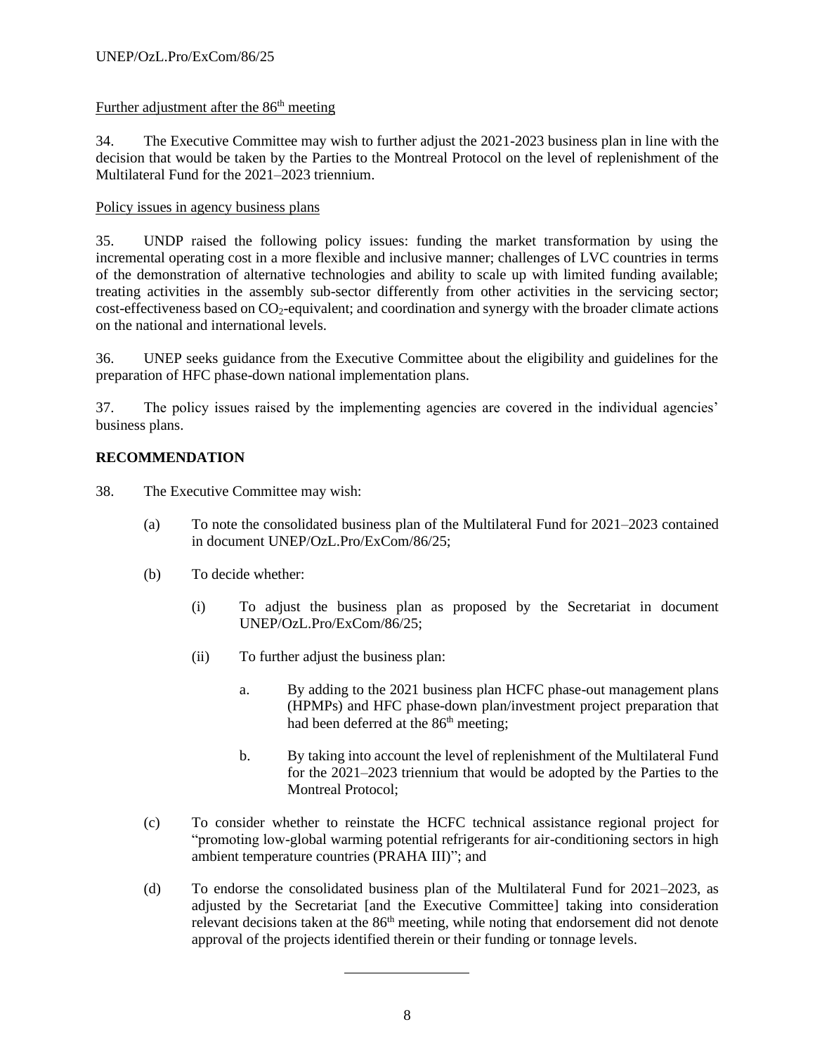Further adjustment after the 86th meeting

34. The Executive Committee may wish to further adjust the 2021-2023 business plan in line with the decision that would be taken by the Parties to the Montreal Protocol on the level of replenishment of the Multilateral Fund for the 2021–2023 triennium.

Policy issues in agency business plans

35. UNDP raised the following policy issues: funding the market transformation by using the incremental operating cost in a more flexible and inclusive manner; challenges of LVC countries in terms of the demonstration of alternative technologies and ability to scale up with limited funding available; treating activities in the assembly sub-sector differently from other activities in the servicing sector; cost-effectiveness based on $CO_2$-equivalent; and coordination and synergy with the broader climate actions on the national and international levels.

36. UNEP seeks guidance from the Executive Committee about the eligibility and guidelines for the preparation of HFC phase-down national implementation plans.

37. The policy issues raised by the implementing agencies are covered in the individual agencies' business plans.

## RECOMMENDATION

38. The Executive Committee may wish:

(a) To note the consolidated business plan of the Multilateral Fund for 2021–2023 contained in document UNEP/OzL.Pro/ExCom/86/25;

(b) To decide whether:

(i) To adjust the business plan as proposed by the Secretariat in document UNEP/OzL.Pro/ExCom/86/25;

(ii) To further adjust the business plan:

a. By adding to the 2021 business plan HCFC phase-out management plans (HPMPs) and HFC phase-down plan/investment project preparation that had been deferred at the 86th meeting;

b. By taking into account the level of replenishment of the Multilateral Fund for the 2021–2023 triennium that would be adopted by the Parties to the Montreal Protocol;

(c) To consider whether to reinstate the HCFC technical assistance regional project for "promoting low-global warming potential refrigerants for air-conditioning sectors in high ambient temperature countries (PRAHA III)"; and

(d) To endorse the consolidated business plan of the Multilateral Fund for 2021–2023, as adjusted by the Secretariat [and the Executive Committee] taking into consideration relevant decisions taken at the 86th meeting, while noting that endorsement did not denote approval of the projects identified therein or their funding or tonnage levels.